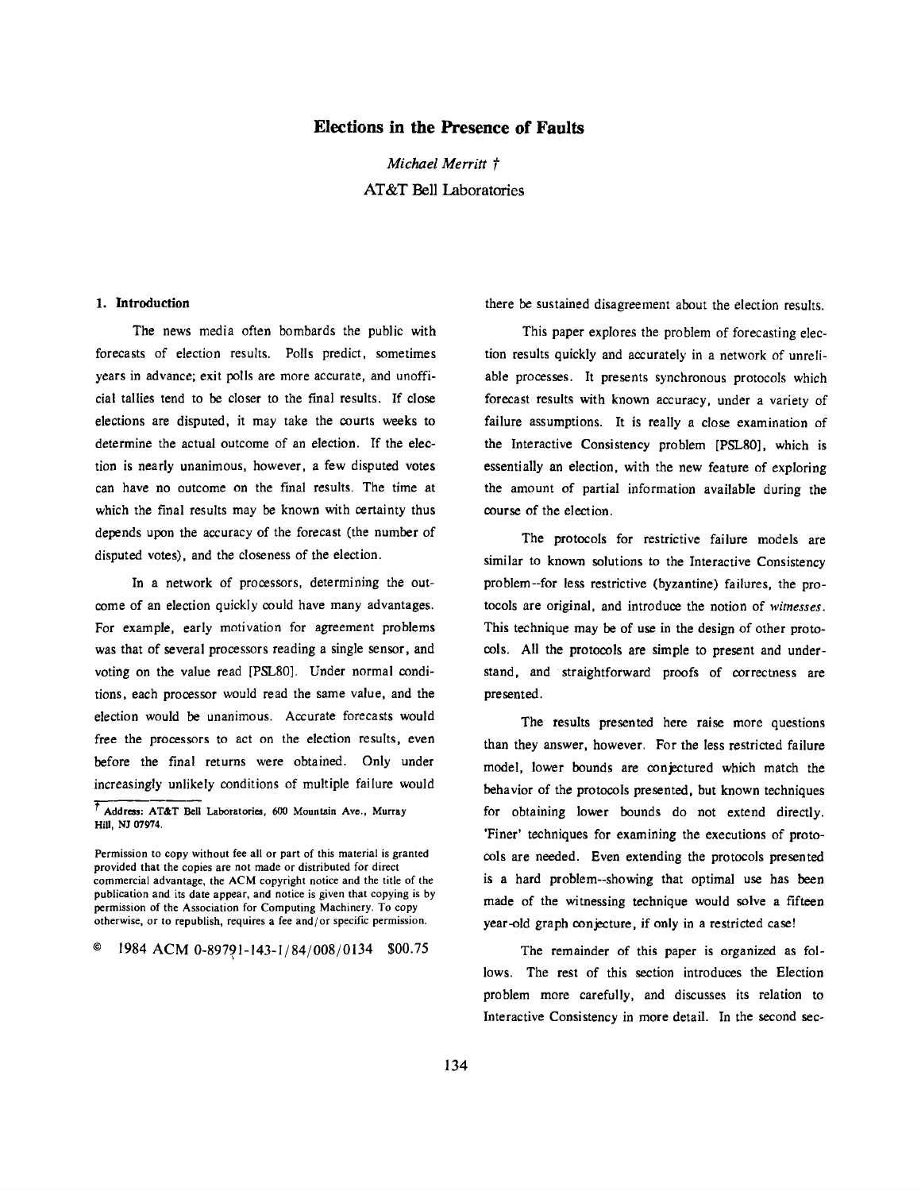# Elections in the Presence of Faults

*Michael Merritt* †

AT&T Bell Laboratories

## 1. Introduction

The news media often bombards the public with forecasts of election results. Polls predict, sometimes years in advance; exit polls are more accurate, and unofficial tallies tend to be closer to the final results. If close elections are disputed, it may take the courts weeks to determine the actual outcome of an election. If the election is nearly unanimous, however, a few disputed votes can have no outcome on the final results. The time at which the final results may be known with certainty thus depends upon the accuracy of the forecast (the number of disputed votes), and the closeness of the election.

In a network of processors, determining the outcome of an election quickly could have many advantages. For example, early motivation for agreement problems was that of several processors reading a single sensor, and voting on the value read [PSL80]. Under normal conditions, each processor would read the same value, and the election would be unanimous. Accurate forecasts would free the processors to act on the election results, even before the final returns were obtained. Only under increasingly unlikely conditions of multiple failure would there be sustained disagreement about the election results.

This paper explores the problem of forecasting election results quickly and accurately in a network of unreliable processes. It presents synchronous protocols which forecast results with known accuracy, under a variety of failure assumptions. It is really a close examination of the Interactive Consistency problem [PSL80], which is essentially an election, with the new feature of exploring the amount of partial information available during the course of the election.

The protocols for restrictive failure models are similar to known solutions to the Interactive Consistency problem--for less restrictive (byzantine) failures, the protocols are original, and introduce the notion of *witnesses*. This technique may be of use in the design of other protocols. All the protocols are simple to present and understand, and straightforward proofs of correctness are presented.

The results presented here raise more questions than they answer, however. For the less restricted failure model, lower bounds are conjectured which match the behavior of the protocols presented, but known techniques for obtaining lower bounds do not extend directly. 'Finer' techniques for examining the executions of protocols are needed. Even extending the protocols presented is a hard problem--showing that optimal use has been made of the witnessing technique would solve a fifteen year-old graph conjecture, if only in a restricted case!

The remainder of this paper is organized as follows. The rest of this section introduces the Election problem more carefully, and discusses its relation to Interactive Consistency in more detail. In the second sec-

---

† Address: AT&T Bell Laboratories, 600 Mountain Ave., Murray Hill, NJ 07974.

Permission to copy without fee all or part of this material is granted provided that the copies are not made or distributed for direct commercial advantage, the ACM copyright notice and the title of the publication and its date appear, and notice is given that copying is by permission of the Association for Computing Machinery. To copy otherwise, or to republish, requires a fee and/or specific permission.

© 1984 ACM 0-89791-143-1/84/008/0134 $00.75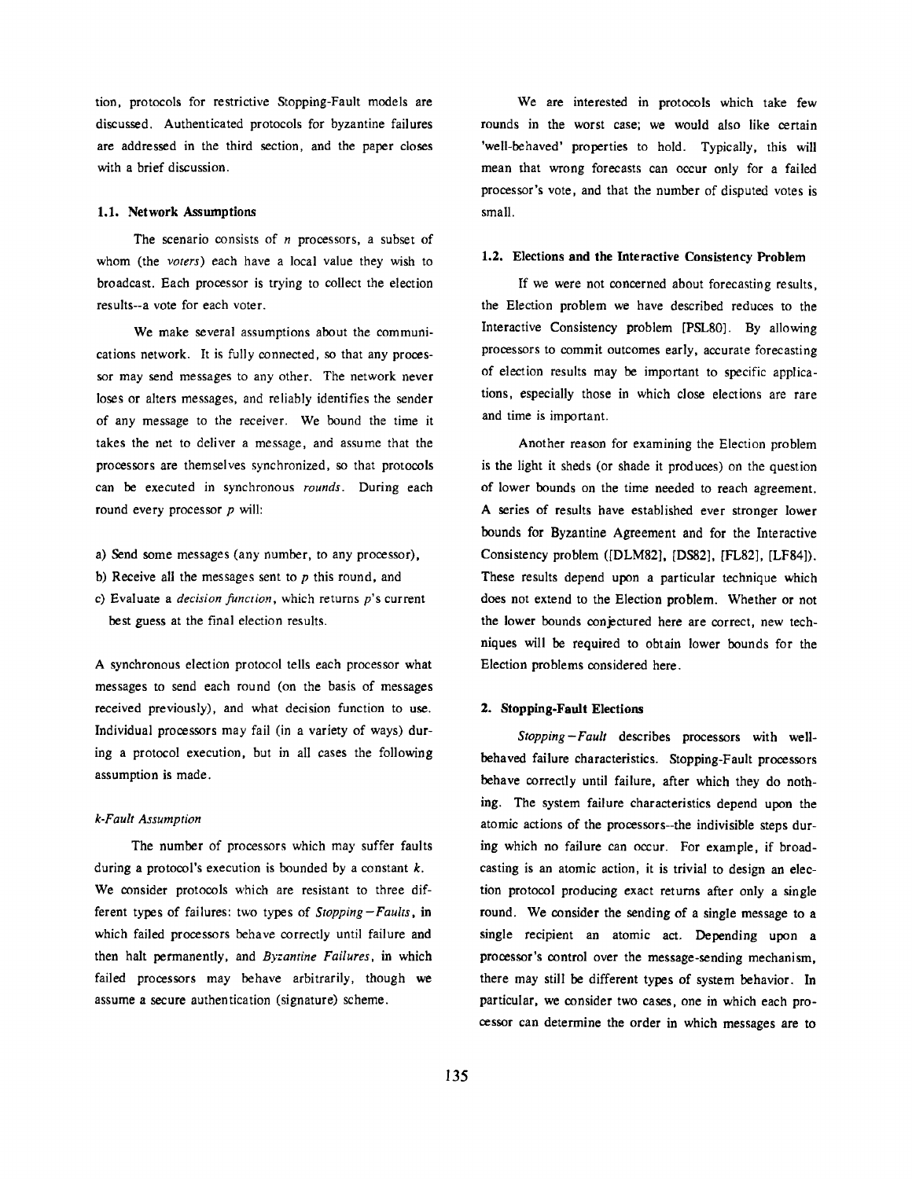tion, protocols for restrictive Stopping-Fault models are discussed. Authenticated protocols for byzantine failures are addressed in the third section, and the paper closes with a brief discussion.

### 1.1. Network Assumptions

The scenario consists of $n$ processors, a subset of whom (the *voters*) each have a local value they wish to broadcast. Each processor is trying to collect the election results--a vote for each voter.

We make several assumptions about the communications network. It is fully connected, so that any processor may send messages to any other. The network never loses or alters messages, and reliably identifies the sender of any message to the receiver. We bound the time it takes the net to deliver a message, and assume that the processors are themselves synchronized, so that protocols can be executed in synchronous *rounds*. During each round every processor $p$ will:

a) Send some messages (any number, to any processor),
b) Receive all the messages sent to $p$ this round, and
c) Evaluate a *decision function*, which returns $p$'s current best guess at the final election results.

A synchronous election protocol tells each processor what messages to send each round (on the basis of messages received previously), and what decision function to use. Individual processors may fail (in a variety of ways) during a protocol execution, but in all cases the following assumption is made.

*k-Fault Assumption*

The number of processors which may suffer faults during a protocol's execution is bounded by a constant $k$. We consider protocols which are resistant to three different types of failures: two types of *Stopping−Faults*, in which failed processors behave correctly until failure and then halt permanently, and *Byzantine Failures*, in which failed processors may behave arbitrarily, though we assume a secure authentication (signature) scheme.

We are interested in protocols which take few rounds in the worst case; we would also like certain 'well-behaved' properties to hold. Typically, this will mean that wrong forecasts can occur only for a failed processor's vote, and that the number of disputed votes is small.

### 1.2. Elections and the Interactive Consistency Problem

If we were not concerned about forecasting results, the Election problem we have described reduces to the Interactive Consistency problem [PSL80]. By allowing processors to commit outcomes early, accurate forecasting of election results may be important to specific applications, especially those in which close elections are rare and time is important.

Another reason for examining the Election problem is the light it sheds (or shade it produces) on the question of lower bounds on the time needed to reach agreement. A series of results have established ever stronger lower bounds for Byzantine Agreement and for the Interactive Consistency problem ([DLM82], [DS82], [FL82], [LF84]). These results depend upon a particular technique which does not extend to the Election problem. Whether or not the lower bounds conjectured here are correct, new techniques will be required to obtain lower bounds for the Election problems considered here.

## 2. Stopping-Fault Elections

*Stopping−Fault* describes processors with well-behaved failure characteristics. Stopping-Fault processors behave correctly until failure, after which they do nothing. The system failure characteristics depend upon the atomic actions of the processors--the indivisible steps during which no failure can occur. For example, if broadcasting is an atomic action, it is trivial to design an election protocol producing exact returns after only a single round. We consider the sending of a single message to a single recipient an atomic act. Depending upon a processor's control over the message-sending mechanism, there may still be different types of system behavior. In particular, we consider two cases, one in which each processor can determine the order in which messages are to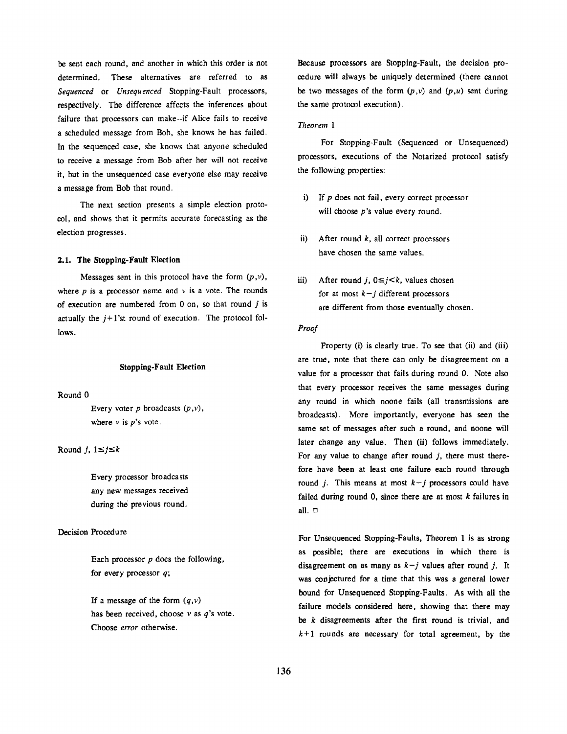be sent each round, and another in which this order is not determined. These alternatives are referred to as *Sequenced* or *Unsequenced* Stopping-Fault processors, respectively. The difference affects the inferences about failure that processors can make--if Alice fails to receive a scheduled message from Bob, she knows he has failed. In the sequenced case, she knows that anyone scheduled to receive a message from Bob after her will not receive it, but in the unsequenced case everyone else may receive a message from Bob that round.

The next section presents a simple election protocol, and shows that it permits accurate forecasting as the election progresses.

### 2.1. The Stopping-Fault Election

Messages sent in this protocol have the form $(p,v)$, where $p$ is a processor name and $v$ is a vote. The rounds of execution are numbered from 0 on, so that round $j$ is actually the $j+1$'st round of execution. The protocol follows.

**Stopping-Fault Election**

Round 0

> Every voter $p$ broadcasts $(p,v)$, where $v$ is $p$'s vote.

Round $j$, $1 \leq j \leq k$

> Every processor broadcasts any new messages received during the previous round.

Decision Procedure

> Each processor $p$ does the following, for every processor $q$;
>
> If a message of the form $(q,v)$ has been received, choose $v$ as $q$'s vote. Choose *error* otherwise.

Because processors are Stopping-Fault, the decision procedure will always be uniquely determined (there cannot be two messages of the form $(p,v)$ and $(p,u)$ sent during the same protocol execution).

*Theorem 1*

For Stopping-Fault (Sequenced or Unsequenced) processors, executions of the Notarized protocol satisfy the following properties:

i) If $p$ does not fail, every correct processor will choose $p$'s value every round.

ii) After round $k$, all correct processors have chosen the same values.

iii) After round $j$, $0 \leq j < k$, values chosen for at most $k-j$ different processors are different from those eventually chosen.

*Proof*

Property (i) is clearly true. To see that (ii) and (iii) are true, note that there can only be disagreement on a value for a processor that fails during round 0. Note also that every processor receives the same messages during any round in which noone fails (all transmissions are broadcasts). More importantly, everyone has seen the same set of messages after such a round, and noone will later change any value. Then (ii) follows immediately. For any value to change after round $j$, there must therefore have been at least one failure each round through round $j$. This means at most $k-j$ processors could have failed during round 0, since there are at most $k$ failures in all. □

For Unsequenced Stopping-Faults, Theorem 1 is as strong as possible; there are executions in which there is disagreement on as many as $k-j$ values after round $j$. It was conjectured for a time that this was a general lower bound for Unsequenced Stopping-Faults. As with all the failure models considered here, showing that there may be $k$ disagreements after the first round is trivial, and $k+1$ rounds are necessary for total agreement, by the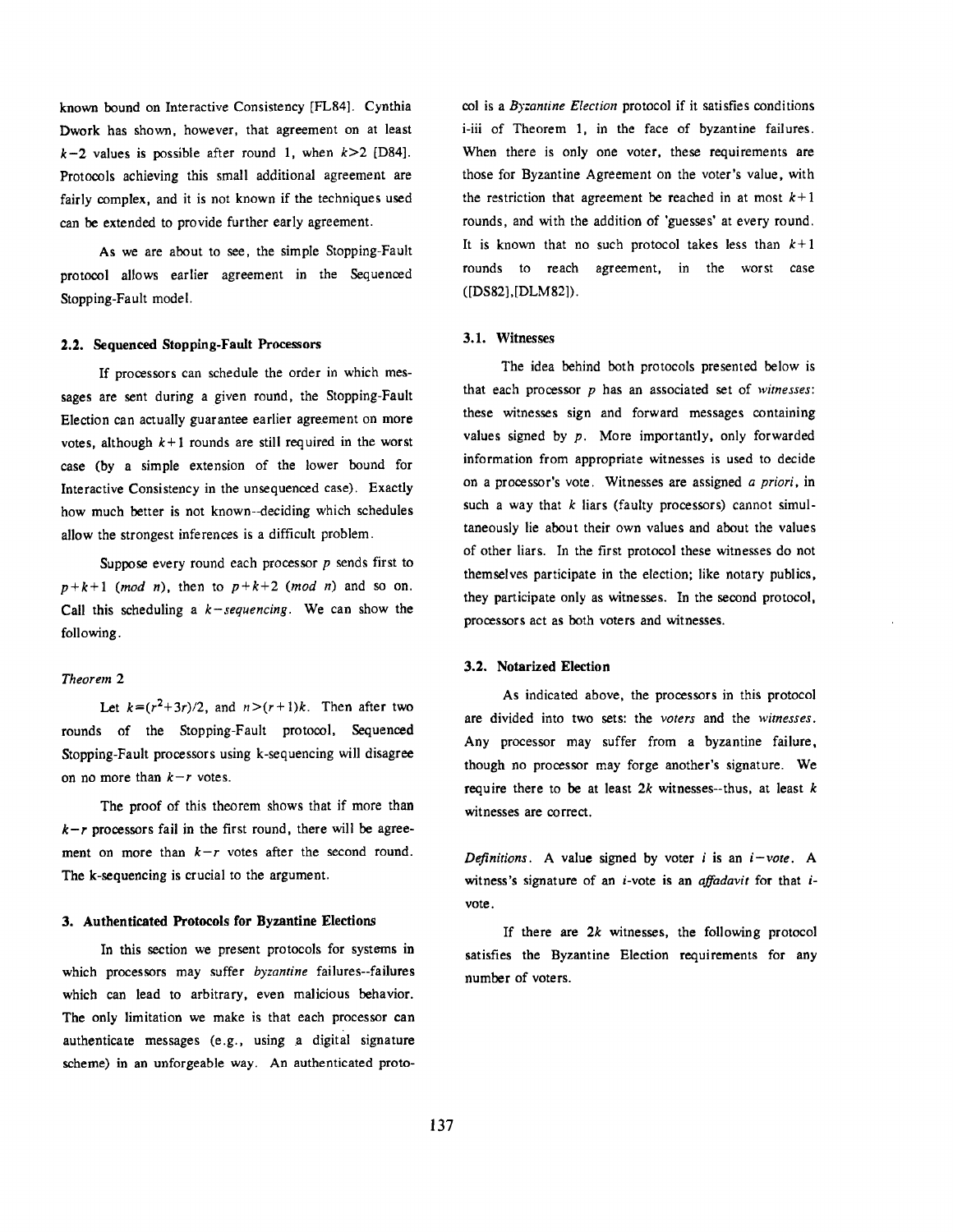known bound on Interactive Consistency [FL84]. Cynthia Dwork has shown, however, that agreement on at least $k-2$ values is possible after round 1, when $k>2$ [D84]. Protocols achieving this small additional agreement are fairly complex, and it is not known if the techniques used can be extended to provide further early agreement.

As we are about to see, the simple Stopping-Fault protocol allows earlier agreement in the Sequenced Stopping-Fault model.

### 2.2. Sequenced Stopping-Fault Processors

If processors can schedule the order in which messages are sent during a given round, the Stopping-Fault Election can actually guarantee earlier agreement on more votes, although $k+1$ rounds are still required in the worst case (by a simple extension of the lower bound for Interactive Consistency in the unsequenced case). Exactly how much better is not known--deciding which schedules allow the strongest inferences is a difficult problem.

Suppose every round each processor $p$ sends first to $p+k+1$ (*mod n*), then to $p+k+2$ (*mod n*) and so on. Call this scheduling a *k-sequencing*. We can show the following.

*Theorem* 2

Let $k=(r^2+3r)/2$, and $n>(r+1)k$. Then after two rounds of the Stopping-Fault protocol, Sequenced Stopping-Fault processors using k-sequencing will disagree on no more than $k-r$ votes.

The proof of this theorem shows that if more than $k-r$ processors fail in the first round, there will be agreement on more than $k-r$ votes after the second round. The k-sequencing is crucial to the argument.

## 3. Authenticated Protocols for Byzantine Elections

In this section we present protocols for systems in which processors may suffer *byzantine* failures--failures which can lead to arbitrary, even malicious behavior. The only limitation we make is that each processor can authenticate messages (e.g., using a digital signature scheme) in an unforgeable way. An authenticated protocol is a *Byzantine Election* protocol if it satisfies conditions i-iii of Theorem 1, in the face of byzantine failures. When there is only one voter, these requirements are those for Byzantine Agreement on the voter's value, with the restriction that agreement be reached in at most $k+1$ rounds, and with the addition of 'guesses' at every round. It is known that no such protocol takes less than $k+1$ rounds to reach agreement, in the worst case ([DS82],[DLM82]).

### 3.1. Witnesses

The idea behind both protocols presented below is that each processor $p$ has an associated set of *witnesses*: these witnesses sign and forward messages containing values signed by $p$. More importantly, only forwarded information from appropriate witnesses is used to decide on a processor's vote. Witnesses are assigned *a priori*, in such a way that $k$ liars (faulty processors) cannot simultaneously lie about their own values and about the values of other liars. In the first protocol these witnesses do not themselves participate in the election; like notary publics, they participate only as witnesses. In the second protocol, processors act as both voters and witnesses.

### 3.2. Notarized Election

As indicated above, the processors in this protocol are divided into two sets: the *voters* and the *witnesses*. Any processor may suffer from a byzantine failure, though no processor may forge another's signature. We require there to be at least $2k$ witnesses--thus, at least $k$ witnesses are correct.

*Definitions*. A value signed by voter $i$ is an *i-vote*. A witness's signature of an $i$-vote is an *affadavit* for that $i$-vote.

If there are $2k$ witnesses, the following protocol satisfies the Byzantine Election requirements for any number of voters.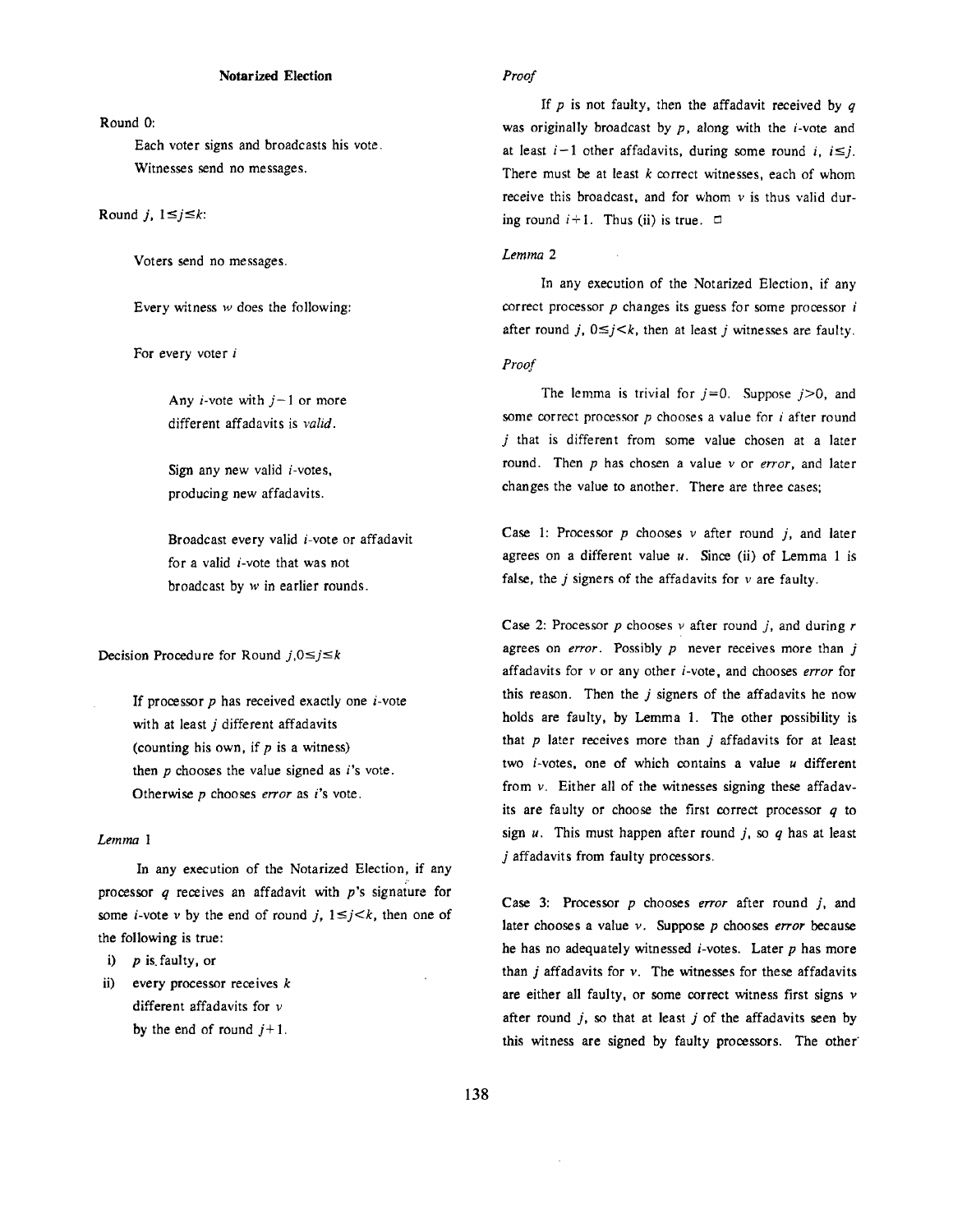### Notarized Election

Round 0:

Each voter signs and broadcasts his vote. Witnesses send no messages.

Round $j$, $1 \le j \le k$:

Voters send no messages.

Every witness $w$ does the following:

For every voter $i$

Any $i$-vote with $j-1$ or more different affadavits is *valid*.

Sign any new valid $i$-votes, producing new affadavits.

Broadcast every valid $i$-vote or affadavit for a valid $i$-vote that was not broadcast by $w$ in earlier rounds.

Decision Procedure for Round $j, 0 \le j \le k$

If processor $p$ has received exactly one $i$-vote with at least $j$ different affadavits (counting his own, if $p$ is a witness) then $p$ chooses the value signed as $i$'s vote. Otherwise $p$ chooses *error* as $i$'s vote.

*Lemma* 1

In any execution of the Notarized Election, if any processor $q$ receives an affadavit with $p$'s signature for some $i$-vote $v$ by the end of round $j$, $1 \le j < k$, then one of the following is true:

i) $p$ is faulty, or

ii) every processor receives $k$ different affadavits for $v$ by the end of round $j+1$.

*Proof*

If $p$ is not faulty, then the affadavit received by $q$ was originally broadcast by $p$, along with the $i$-vote and at least $i-1$ other affadavits, during some round $i$, $i \le j$. There must be at least $k$ correct witnesses, each of whom receive this broadcast, and for whom $v$ is thus valid during round $i+1$. Thus (ii) is true. □

*Lemma* 2

In any execution of the Notarized Election, if any correct processor $p$ changes its guess for some processor $i$ after round $j$, $0 \le j < k$, then at least $j$ witnesses are faulty.

*Proof*

The lemma is trivial for $j=0$. Suppose $j>0$, and some correct processor $p$ chooses a value for $i$ after round $j$ that is different from some value chosen at a later round. Then $p$ has chosen a value $v$ or *error*, and later changes the value to another. There are three cases;

Case 1: Processor $p$ chooses $v$ after round $j$, and later agrees on a different value $u$. Since (ii) of Lemma 1 is false, the $j$ signers of the affadavits for $v$ are faulty.

Case 2: Processor $p$ chooses $v$ after round $j$, and during $r$ agrees on *error*. Possibly $p$ never receives more than $j$ affadavits for $v$ or any other $i$-vote, and chooses *error* for this reason. Then the $j$ signers of the affadavits he now holds are faulty, by Lemma 1. The other possibility is that $p$ later receives more than $j$ affadavits for at least two $i$-votes, one of which contains a value $u$ different from $v$. Either all of the witnesses signing these affadavits are faulty or choose the first correct processor $q$ to sign $u$. This must happen after round $j$, so $q$ has at least $j$ affadavits from faulty processors.

Case 3: Processor $p$ chooses *error* after round $j$, and later chooses a value $v$. Suppose $p$ chooses *error* because he has no adequately witnessed $i$-votes. Later $p$ has more than $j$ affadavits for $v$. The witnesses for these affadavits are either all faulty, or some correct witness first signs $v$ after round $j$, so that at least $j$ of the affadavits seen by this witness are signed by faulty processors. The other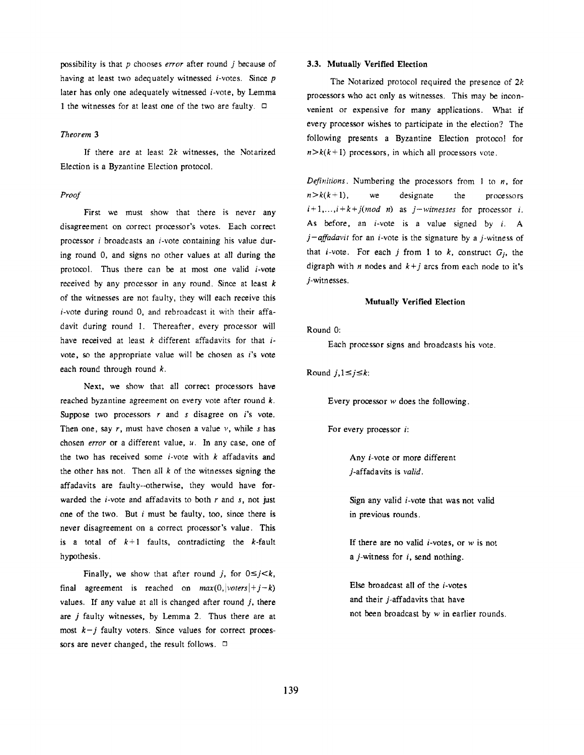possibility is that $p$ chooses *error* after round $j$ because of having at least two adequately witnessed $i$-votes. Since $p$ later has only one adequately witnessed $i$-vote, by Lemma 1 the witnesses for at least one of the two are faulty. □

*Theorem 3*

If there are at least $2k$ witnesses, the Notarized Election is a Byzantine Election protocol.

*Proof*

First we must show that there is never any disagreement on correct processor's votes. Each correct processor $i$ broadcasts an $i$-vote containing his value during round 0, and signs no other values at all during the protocol. Thus there can be at most one valid $i$-vote received by any processor in any round. Since at least $k$ of the witnesses are not faulty, they will each receive this $i$-vote during round 0, and rebroadcast it with their affadavit during round 1. Thereafter, every processor will have received at least $k$ different affadavits for that $i$-vote, so the appropriate value will be chosen as $i$'s vote each round through round $k$.

Next, we show that all correct processors have reached byzantine agreement on every vote after round $k$. Suppose two processors $r$ and $s$ disagree on $i$'s vote. Then one, say $r$, must have chosen a value $v$, while $s$ has chosen *error* or a different value, $u$. In any case, one of the two has received some $i$-vote with $k$ affadavits and the other has not. Then all $k$ of the witnesses signing the affadavits are faulty--otherwise, they would have forwarded the $i$-vote and affadavits to both $r$ and $s$, not just one of the two. But $i$ must be faulty, too, since there is never disagreement on a correct processor's value. This is a total of $k+1$ faults, contradicting the $k$-fault hypothesis.

Finally, we show that after round $j$, for $0 \le j < k$, final agreement is reached on $max(0, |voters| + j - k)$ values. If any value at all is changed after round $j$, there are $j$ faulty witnesses, by Lemma 2. Thus there are at most $k-j$ faulty voters. Since values for correct processors are never changed, the result follows. □

### 3.3. Mutually Verified Election

The Notarized protocol required the presence of $2k$ processors who act only as witnesses. This may be inconvenient or expensive for many applications. What if every processor wishes to participate in the election? The following presents a Byzantine Election protocol for $n > k(k+1)$ processors, in which all processors vote.

*Definitions*. Numbering the processors from 1 to $n$, for $n > k(k+1)$, we designate the processors $i+1, \ldots, i+k+j(mod\ n)$ as $j-witnesses$ for processor $i$. As before, an $i$-vote is a value signed by $i$. A *$j-affadavit$* for an $i$-vote is the signature by a $j$-witness of that $i$-vote. For each $j$ from 1 to $k$, construct $G_j$, the digraph with $n$ nodes and $k+j$ arcs from each node to it's $j$-witnesses.

**Mutually Verified Election**

Round 0:

Each processor signs and broadcasts his vote.

Round $j, 1 \le j \le k$:

Every processor $w$ does the following.

For every processor $i$:

Any $i$-vote or more different $j$-affadavits is *valid*.

Sign any valid $i$-vote that was not valid in previous rounds.

If there are no valid $i$-votes, or $w$ is not a $j$-witness for $i$, send nothing.

Else broadcast all of the $i$-votes and their $j$-affadavits that have not been broadcast by $w$ in earlier rounds.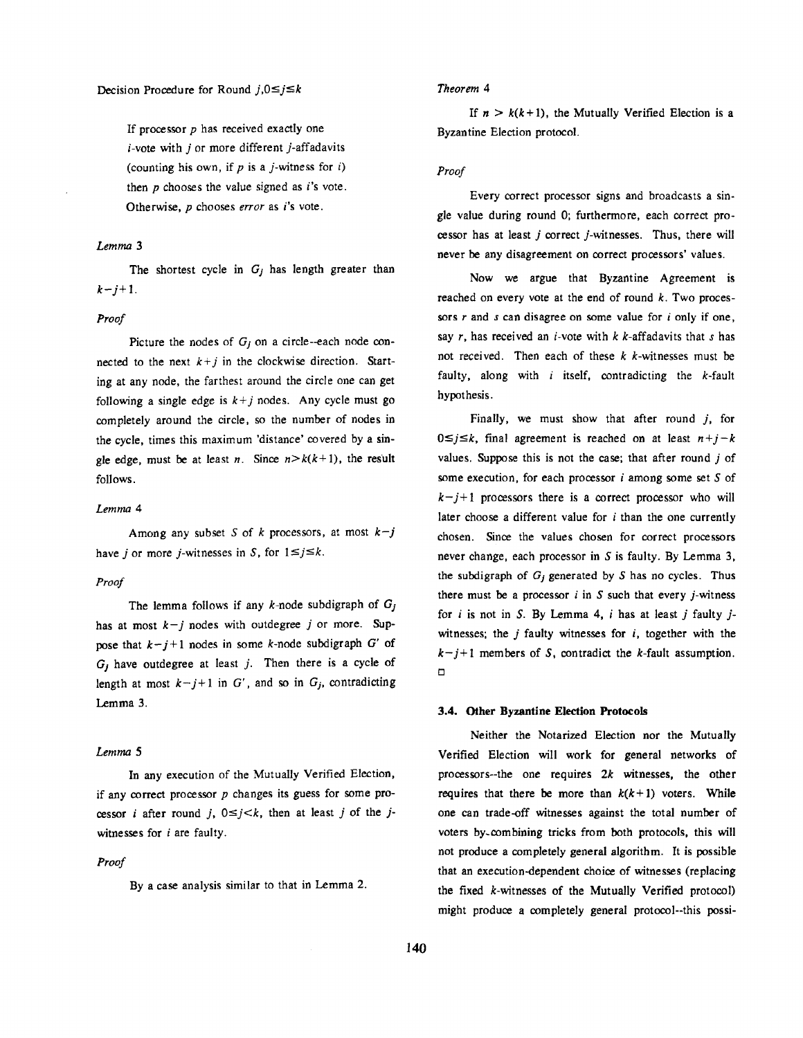Decision Procedure for Round $j, 0 \leq j \leq k$

> If processor $p$ has received exactly one $i$-vote with $j$ or more different $j$-affadavits (counting his own, if $p$ is a $j$-witness for $i$) then $p$ chooses the value signed as $i$'s vote. Otherwise, $p$ chooses *error* as $i$'s vote.

*Lemma 3*

The shortest cycle in $G_j$ has length greater than $k-j+1$.

*Proof*

Picture the nodes of $G_j$ on a circle--each node connected to the next $k+j$ in the clockwise direction. Starting at any node, the farthest around the circle one can get following a single edge is $k+j$ nodes. Any cycle must go completely around the circle, so the number of nodes in the cycle, times this maximum 'distance' covered by a single edge, must be at least $n$. Since $n > k(k+1)$, the result follows.

*Lemma 4*

Among any subset $S$ of $k$ processors, at most $k-j$ have $j$ or more $j$-witnesses in $S$, for $1 \leq j \leq k$.

*Proof*

The lemma follows if any $k$-node subdigraph of $G_j$ has at most $k-j$ nodes with outdegree $j$ or more. Suppose that $k-j+1$ nodes in some $k$-node subdigraph $G'$ of $G_j$ have outdegree at least $j$. Then there is a cycle of length at most $k-j+1$ in $G'$, and so in $G_j$, contradicting Lemma 3.

*Lemma 5*

In any execution of the Mutually Verified Election, if any correct processor $p$ changes its guess for some processor $i$ after round $j$, $0 \leq j < k$, then at least $j$ of the $j$-witnesses for $i$ are faulty.

*Proof*

By a case analysis similar to that in Lemma 2.

*Theorem 4*

If $n > k(k+1)$, the Mutually Verified Election is a Byzantine Election protocol.

*Proof*

Every correct processor signs and broadcasts a single value during round 0; furthermore, each correct processor has at least $j$ correct $j$-witnesses. Thus, there will never be any disagreement on correct processors' values.

Now we argue that Byzantine Agreement is reached on every vote at the end of round $k$. Two processors $r$ and $s$ can disagree on some value for $i$ only if one, say $r$, has received an $i$-vote with $k$ $k$-affadavits that $s$ has not received. Then each of these $k$ $k$-witnesses must be faulty, along with $i$ itself, contradicting the $k$-fault hypothesis.

Finally, we must show that after round $j$, for $0 \leq j \leq k$, final agreement is reached on at least $n+j-k$ values. Suppose this is not the case; that after round $j$ of some execution, for each processor $i$ among some set $S$ of $k-j+1$ processors there is a correct processor who will later choose a different value for $i$ than the one currently chosen. Since the values chosen for correct processors never change, each processor in $S$ is faulty. By Lemma 3, the subdigraph of $G_j$ generated by $S$ has no cycles. Thus there must be a processor $i$ in $S$ such that every $j$-witness for $i$ is not in $S$. By Lemma 4, $i$ has at least $j$ faulty $j$-witnesses; the $j$ faulty witnesses for $i$, together with the $k-j+1$ members of $S$, contradict the $k$-fault assumption. □

### 3.4. Other Byzantine Election Protocols

Neither the Notarized Election nor the Mutually Verified Election will work for general networks of processors--the one requires $2k$ witnesses, the other requires that there be more than $k(k+1)$ voters. While one can trade-off witnesses against the total number of voters by combining tricks from both protocols, this will not produce a completely general algorithm. It is possible that an execution-dependent choice of witnesses (replacing the fixed $k$-witnesses of the Mutually Verified protocol) might produce a completely general protocol--this possi-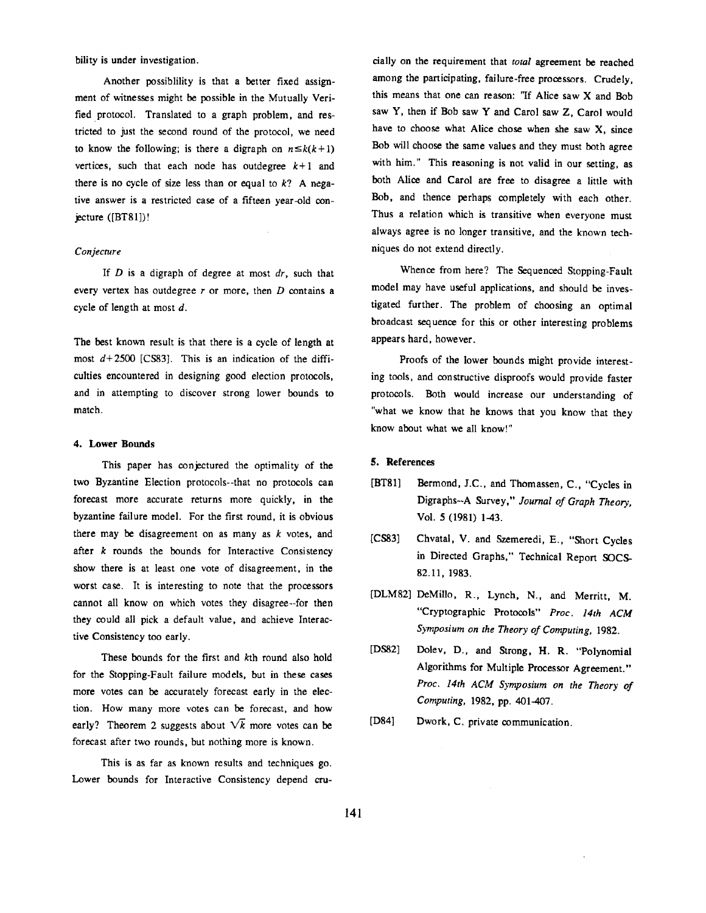bility is under investigation.

Another possiblility is that a better fixed assignment of witnesses might be possible in the Mutually Verified protocol. Translated to a graph problem, and restricted to just the second round of the protocol, we need to know the following; is there a digraph on $n \leq k(k+1)$ vertices, such that each node has outdegree $k+1$ and there is no cycle of size less than or equal to $k$? A negative answer is a restricted case of a fifteen year-old conjecture ([BT81])!

*Conjecture*

If $D$ is a digraph of degree at most $dr$, such that every vertex has outdegree $r$ or more, then $D$ contains a cycle of length at most $d$.

The best known result is that there is a cycle of length at most $d+2500$ [CS83]. This is an indication of the difficulties encountered in designing good election protocols, and in attempting to discover strong lower bounds to match.

## 4. Lower Bounds

This paper has conjectured the optimality of the two Byzantine Election protocols--that no protocols can forecast more accurate returns more quickly, in the byzantine failure model. For the first round, it is obvious there may be disagreement on as many as $k$ votes, and after $k$ rounds the bounds for Interactive Consistency show there is at least one vote of disagreement, in the worst case. It is interesting to note that the processors cannot all know on which votes they disagree--for then they could all pick a default value, and achieve Interactive Consistency too early.

These bounds for the first and $k$th round also hold for the Stopping-Fault failure models, but in these cases more votes can be accurately forecast early in the election. How many more votes can be forecast, and how early? Theorem 2 suggests about $\sqrt{k}$ more votes can be forecast after two rounds, but nothing more is known.

This is as far as known results and techniques go. Lower bounds for Interactive Consistency depend crucially on the requirement that *total* agreement be reached among the participating, failure-free processors. Crudely, this means that one can reason: "If Alice saw X and Bob saw Y, then if Bob saw Y and Carol saw Z, Carol would have to choose what Alice chose when she saw X, since Bob will choose the same values and they must both agree with him." This reasoning is not valid in our setting, as both Alice and Carol are free to disagree a little with Bob, and thence perhaps completely with each other. Thus a relation which is transitive when everyone must always agree is no longer transitive, and the known techniques do not extend directly.

Whence from here? The Sequenced Stopping-Fault model may have useful applications, and should be investigated further. The problem of choosing an optimal broadcast sequence for this or other interesting problems appears hard, however.

Proofs of the lower bounds might provide interesting tools, and constructive disproofs would provide faster protocols. Both would increase our understanding of "what we know that he knows that you know that they know about what we all know!"

## 5. References

[BT81] Bermond, J.C., and Thomassen, C., "Cycles in Digraphs--A Survey," *Journal of Graph Theory*, Vol. 5 (1981) 1-43.

[CS83] Chvatal, V. and Szemeredi, E., "Short Cycles in Directed Graphs," Technical Report SOCS-82.11, 1983.

[DLM82] DeMillo, R., Lynch, N., and Merritt, M. "Cryptographic Protocols" *Proc. 14th ACM Symposium on the Theory of Computing*, 1982.

[DS82] Dolev, D., and Strong, H. R. "Polynomial Algorithms for Multiple Processor Agreement." *Proc. 14th ACM Symposium on the Theory of Computing*, 1982, pp. 401-407.

[D84] Dwork, C. private communication.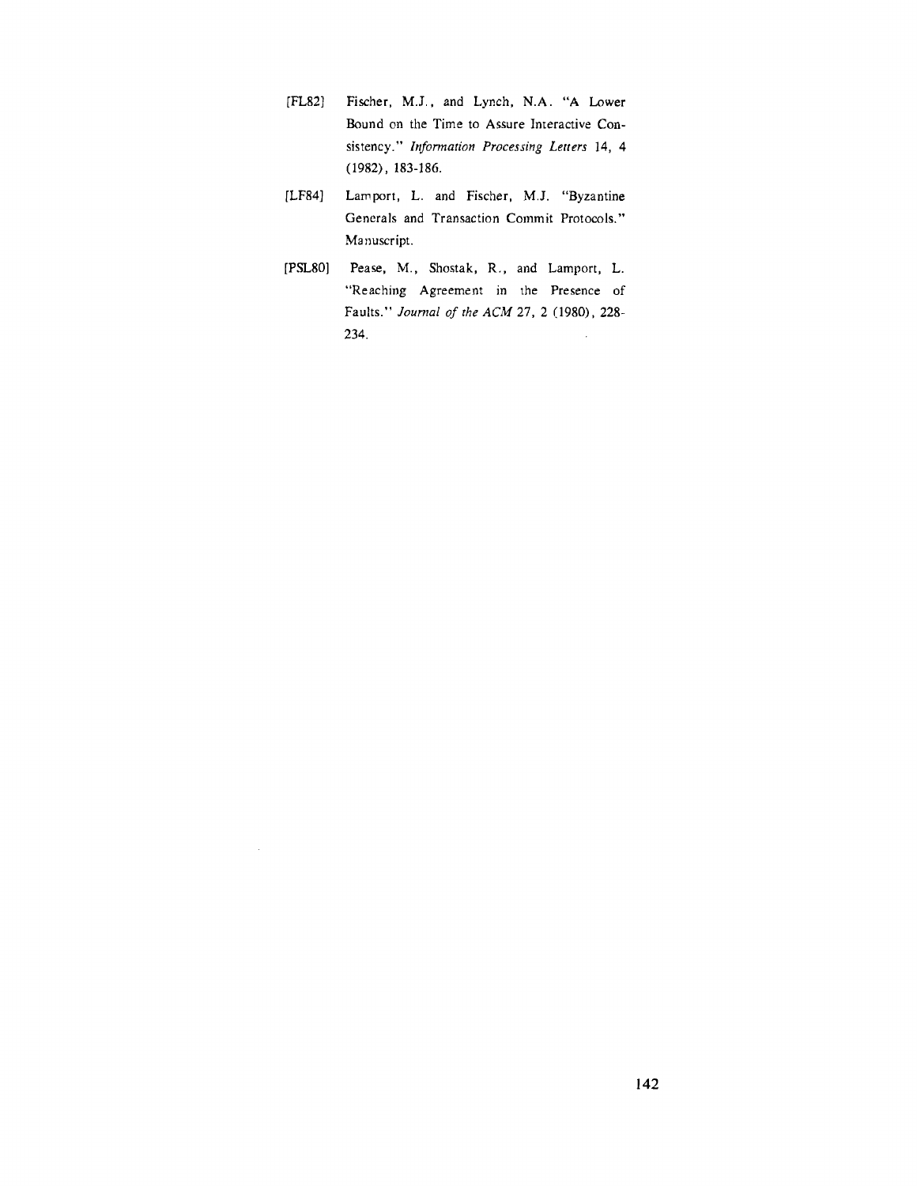[FL82] Fischer, M.J., and Lynch, N.A. "A Lower Bound on the Time to Assure Interactive Consistency." *Information Processing Letters* 14, 4 (1982), 183-186.

[LF84] Lamport, L. and Fischer, M.J. "Byzantine Generals and Transaction Commit Protocols." Manuscript.

[PSL80] Pease, M., Shostak, R., and Lamport, L. "Reaching Agreement in the Presence of Faults." *Journal of the ACM* 27, 2 (1980), 228-234.